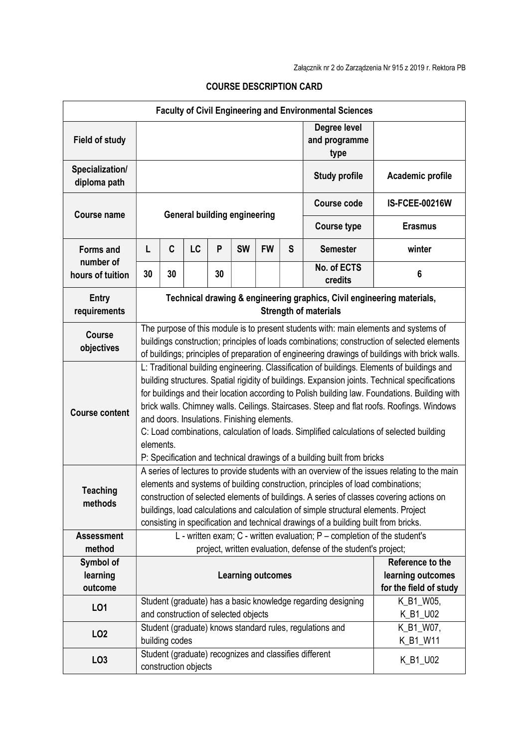Załącznik nr 2 do Zarządzenia Nr 915 z 2019 r. Rektora PB

## COURSE DESCRIPTION CARD

| Faculty of Civil Engineering and Environmental Sciences | | | | | | | | | |
|---|---|---|---|---|---|---|---|---|---|
| **Field of study** | | | | | | | | **Degree level and programme type** | |
| **Specialization/ diploma path** | | | | | | | | **Study profile** | **Academic profile** |
| **Course name** | **General building engineering** | | | | | | | **Course code** | **IS-FCEE-00216W** |
| | | | | | | | | **Course type** | **Erasmus** |
| **Forms and number of hours of tuition** | **L** | **C** | **LC** | **P** | **SW** | **FW** | **S** | **Semester** | **winter** |
| | **30** | **30** | | **30** | | | | **No. of ECTS credits** | **6** |
| **Entry requirements** | **Technical drawing & engineering graphics, Civil engineering materials, Strength of materials** | | | | | | | | |
| **Course objectives** | The purpose of this module is to present students with: main elements and systems of buildings construction; principles of loads combinations; construction of selected elements of buildings; principles of preparation of engineering drawings of buildings with brick walls. | | | | | | | | |
| **Course content** | L: Traditional building engineering. Classification of buildings. Elements of buildings and building structures. Spatial rigidity of buildings. Expansion joints. Technical specifications for buildings and their location according to Polish building law. Foundations. Building with brick walls. Chimney walls. Ceilings. Staircases. Steep and flat roofs. Roofings. Windows and doors. Insulations. Finishing elements.<br>C: Load combinations, calculation of loads. Simplified calculations of selected building elements.<br>P: Specification and technical drawings of a building built from bricks | | | | | | | | |
| **Teaching methods** | A series of lectures to provide students with an overview of the issues relating to the main elements and systems of building construction, principles of load combinations; construction of selected elements of buildings. A series of classes covering actions on buildings, load calculations and calculation of simple structural elements. Project consisting in specification and technical drawings of a building built from bricks. | | | | | | | | |
| **Assessment method** | L - written exam; C - written evaluation; P – completion of the student's project, written evaluation, defense of the student's project; | | | | | | | | |
| **Symbol of learning outcome** | **Learning outcomes** | | | | | | | | **Reference to the learning outcomes for the field of study** |
| **LO1** | Student (graduate) has a basic knowledge regarding designing and construction of selected objects | | | | | | | | K_B1_W05, K_B1_U02 |
| **LO2** | Student (graduate) knows standard rules, regulations and building codes | | | | | | | | K_B1_W07, K_B1_W11 |
| **LO3** | Student (graduate) recognizes and classifies different construction objects | | | | | | | | K_B1_U02 |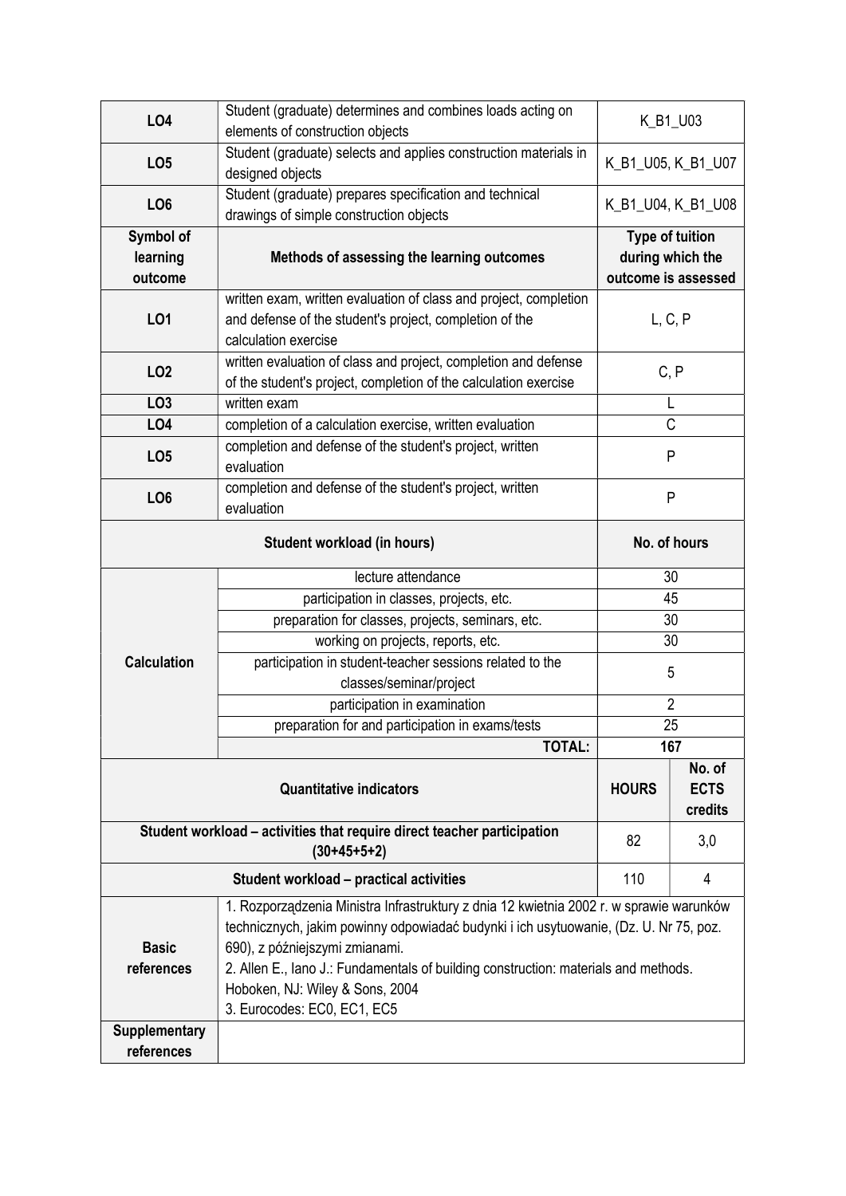| | | |
|---|---|---|
| **LO4** | Student (graduate) determines and combines loads acting on elements of construction objects | K_B1_U03 |
| **LO5** | Student (graduate) selects and applies construction materials in designed objects | K_B1_U05, K_B1_U07 |
| **LO6** | Student (graduate) prepares specification and technical drawings of simple construction objects | K_B1_U04, K_B1_U08 |
| **Symbol of learning outcome** | **Methods of assessing the learning outcomes** | **Type of tuition during which the outcome is assessed** |
| **LO1** | written exam, written evaluation of class and project, completion and defense of the student's project, completion of the calculation exercise | L, C, P |
| **LO2** | written evaluation of class and project, completion and defense of the student's project, completion of the calculation exercise | C, P |
| **LO3** | written exam | L |
| **LO4** | completion of a calculation exercise, written evaluation | C |
| **LO5** | completion and defense of the student's project, written evaluation | P |
| **LO6** | completion and defense of the student's project, written evaluation | P |

| Student workload (in hours) | | No. of hours |
|---|---|---|
| **Calculation** | lecture attendance | 30 |
| | participation in classes, projects, etc. | 45 |
| | preparation for classes, projects, seminars, etc. | 30 |
| | working on projects, reports, etc. | 30 |
| | participation in student-teacher sessions related to the classes/seminar/project | 5 |
| | participation in examination | 2 |
| | preparation for and participation in exams/tests | 25 |
| | **TOTAL:** | **167** |

| Quantitative indicators | HOURS | No. of ECTS credits |
|---|---|---|
| **Student workload – activities that require direct teacher participation (30+45+5+2)** | 82 | 3,0 |
| **Student workload – practical activities** | 110 | 4 |

| | |
|---|---|
| **Basic references** | 1. Rozporządzenia Ministra Infrastruktury z dnia 12 kwietnia 2002 r. w sprawie warunków technicznych, jakim powinny odpowiadać budynki i ich usytuowanie, (Dz. U. Nr 75, poz. 690), z późniejszymi zmianami.<br>2. Allen E., Iano J.: Fundamentals of building construction: materials and methods. Hoboken, NJ: Wiley & Sons, 2004<br>3. Eurocodes: EC0, EC1, EC5 |
| **Supplementary references** | |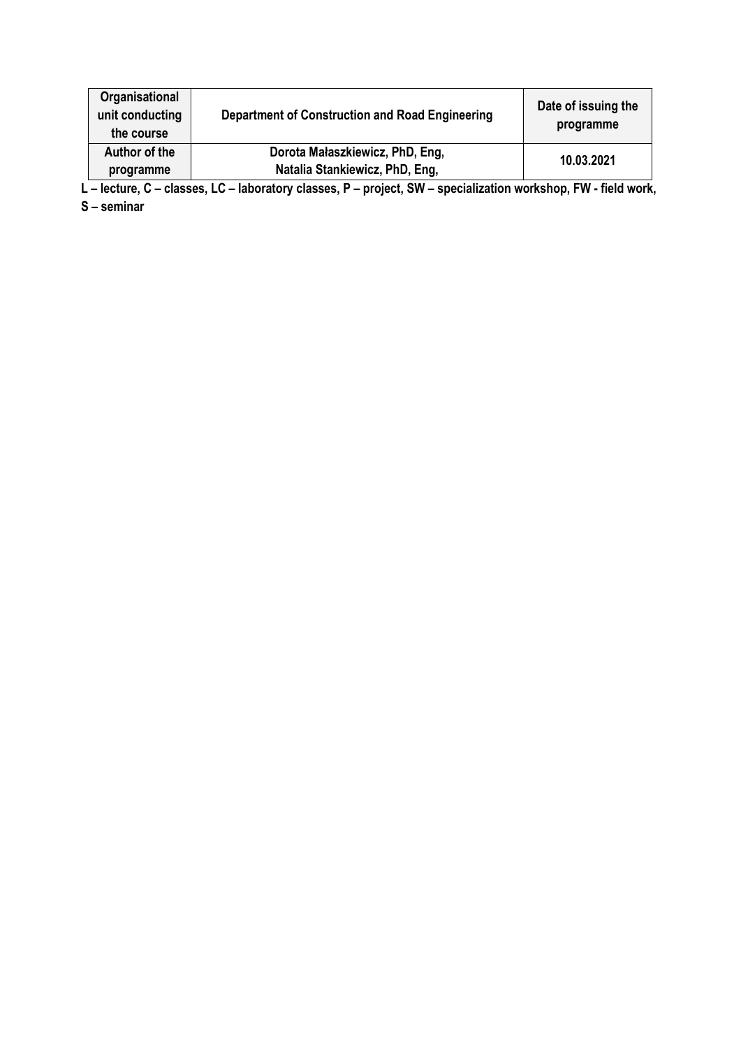| | | |
|---|---|---|
| **Organisational unit conducting the course** | **Department of Construction and Road Engineering** | **Date of issuing the programme** |
| **Author of the programme** | **Dorota Małaszkiewicz, PhD, Eng,**<br>**Natalia Stankiewicz, PhD, Eng,** | **10.03.2021** |

**L – lecture, C – classes, LC – laboratory classes, P – project, SW – specialization workshop, FW - field work, S – seminar**